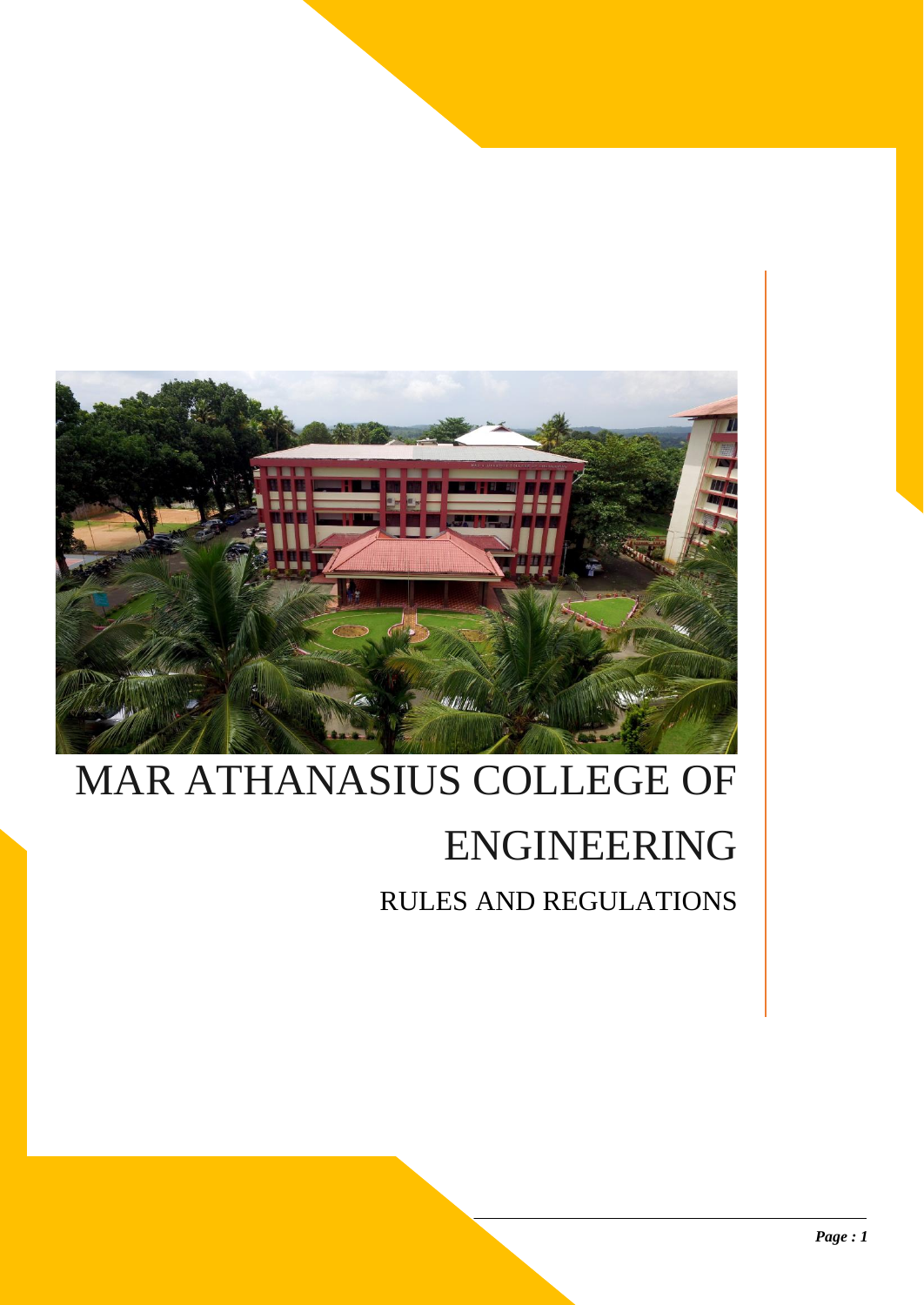# MAR ATHANASIUS COLLEGE OF ENGINEERING

## RULES AND REGULATIONS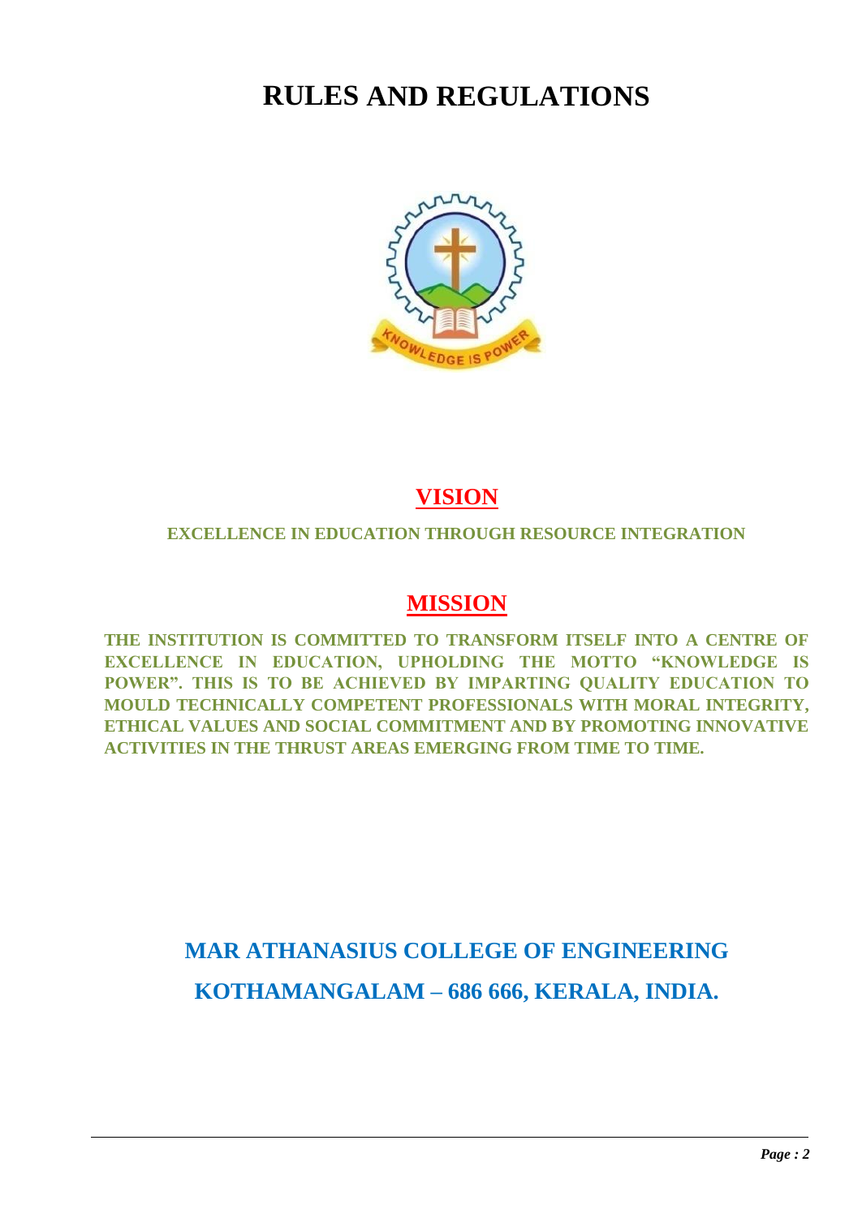# RULES AND REGULATIONS

## VISION

**EXCELLENCE IN EDUCATION THROUGH RESOURCE INTEGRATION**

## MISSION

**THE INSTITUTION IS COMMITTED TO TRANSFORM ITSELF INTO A CENTRE OF EXCELLENCE IN EDUCATION, UPHOLDING THE MOTTO "KNOWLEDGE IS POWER". THIS IS TO BE ACHIEVED BY IMPARTING QUALITY EDUCATION TO MOULD TECHNICALLY COMPETENT PROFESSIONALS WITH MORAL INTEGRITY, ETHICAL VALUES AND SOCIAL COMMITMENT AND BY PROMOTING INNOVATIVE ACTIVITIES IN THE THRUST AREAS EMERGING FROM TIME TO TIME.**

**MAR ATHANASIUS COLLEGE OF ENGINEERING**

**KOTHAMANGALAM – 686 666, KERALA, INDIA.**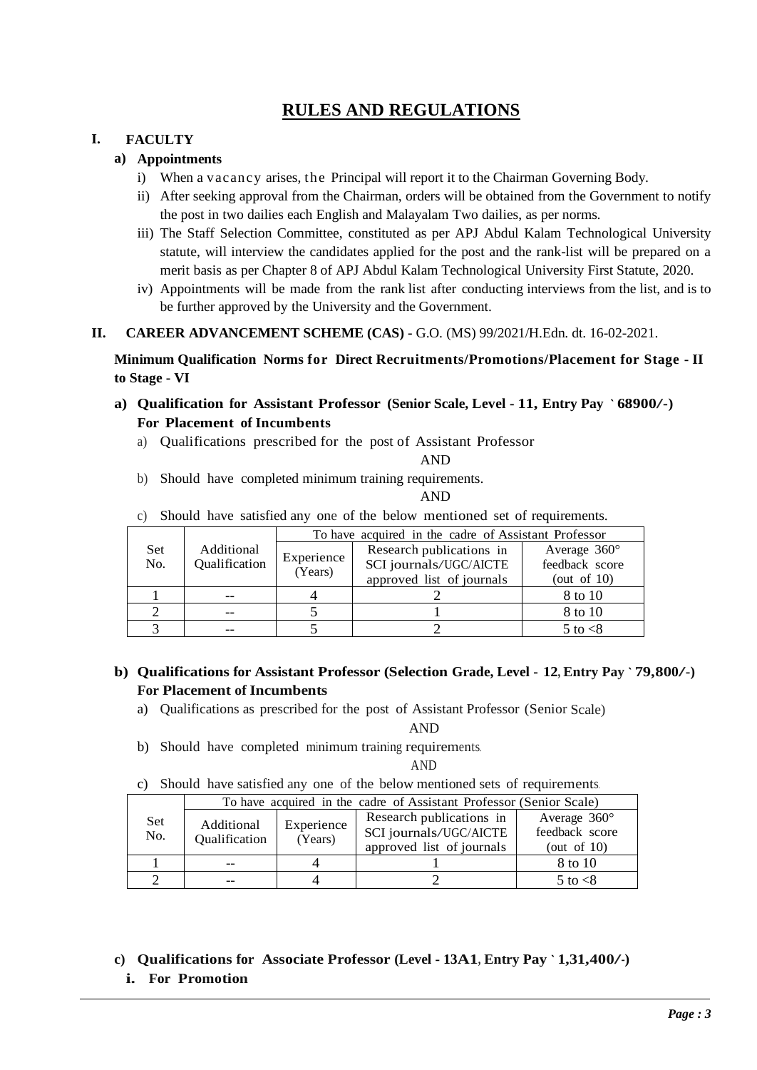# RULES AND REGULATIONS

## I. FACULTY

### a) Appointments

i) When a vacancy arises, the Principal will report it to the Chairman Governing Body.

ii) After seeking approval from the Chairman, orders will be obtained from the Government to notify the post in two dailies each English and Malayalam Two dailies, as per norms.

iii) The Staff Selection Committee, constituted as per APJ Abdul Kalam Technological University statute, will interview the candidates applied for the post and the rank-list will be prepared on a merit basis as per Chapter 8 of APJ Abdul Kalam Technological University First Statute, 2020.

iv) Appointments will be made from the rank list after conducting interviews from the list, and is to be further approved by the University and the Government.

## II. CAREER ADVANCEMENT SCHEME (CAS) - G.O. (MS) 99/2021/H.Edn. dt. 16-02-2021.

**Minimum Qualification Norms for Direct Recruitments/Promotions/Placement for Stage - II to Stage - VI**

### a) Qualification for Assistant Professor (Senior Scale, Level - 11, Entry Pay ` 68900/-) For Placement of Incumbents

a) Qualifications prescribed for the post of Assistant Professor

AND

b) Should have completed minimum training requirements.

AND

c) Should have satisfied any one of the below mentioned set of requirements.

| Set No. | Additional Qualification | To have acquired in the cadre of Assistant Professor | | |
|---|---|---|---|---|
| | | Experience (Years) | Research publications in SCI journals/UGC/AICTE approved list of journals | Average 360° feedback score (out of 10) |
| 1 | -- | 4 | 2 | 8 to 10 |
| 2 | -- | 5 | 1 | 8 to 10 |
| 3 | -- | 5 | 2 | 5 to <8 |

### b) Qualifications for Assistant Professor (Selection Grade, Level - 12, Entry Pay ` 79,800/-) For Placement of Incumbents

a) Qualifications as prescribed for the post of Assistant Professor (Senior Scale)

AND

b) Should have completed minimum training requirements.

AND

c) Should have satisfied any one of the below mentioned sets of requirements.

| Set No. | To have acquired in the cadre of Assistant Professor (Senior Scale) | | | |
|---|---|---|---|---|
| | Additional Qualification | Experience (Years) | Research publications in SCI journals/UGC/AICTE approved list of journals | Average 360° feedback score (out of 10) |
| 1 | -- | 4 | 1 | 8 to 10 |
| 2 | -- | 4 | 2 | 5 to <8 |

### c) Qualifications for Associate Professor (Level - 13A1, Entry Pay ` 1,31,400/-)

**i. For Promotion**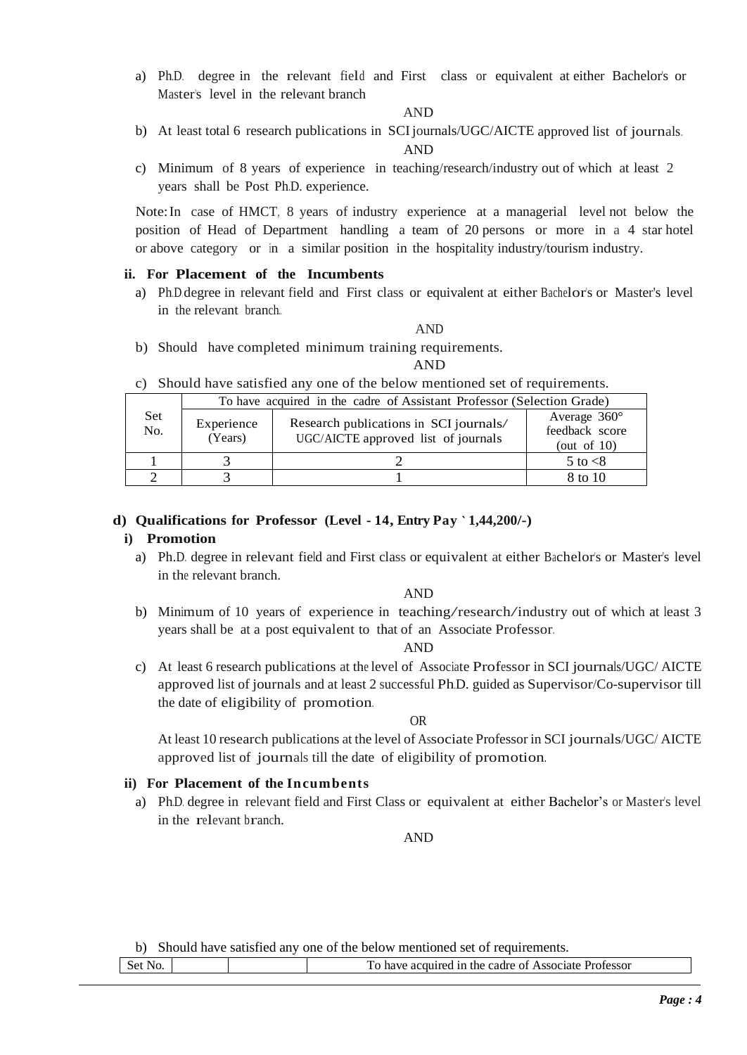a) Ph.D. degree in the relevant field and First class or equivalent at either Bachelor's or Master's level in the relevant branch

AND

b) At least total 6 research publications in SCI journals/UGC/AICTE approved list of journals.

AND

c) Minimum of 8 years of experience in teaching/research/industry out of which at least 2 years shall be Post Ph.D. experience.

Note: In case of HMCT, 8 years of industry experience at a managerial level not below the position of Head of Department handling a team of 20 persons or more in a 4 star hotel or above category or in a similar position in the hospitality industry/tourism industry.

**ii. For Placement of the Incumbents**

a) Ph.D degree in relevant field and First class or equivalent at either Bachelor's or Master's level in the relevant branch.

AND

b) Should have completed minimum training requirements.

AND

c) Should have satisfied any one of the below mentioned set of requirements.

| Set No. | To have acquired in the cadre of Assistant Professor (Selection Grade) | | |
|---|---|---|---|
| | Experience (Years) | Research publications in SCI journals/ UGC/AICTE approved list of journals | Average 360° feedback score (out of 10) |
| 1 | 3 | 2 | 5 to <8 |
| 2 | 3 | 1 | 8 to 10 |

### d) Qualifications for Professor (Level - 14, Entry Pay ` 1,44,200/-)

**i) Promotion**

a) Ph.D. degree in relevant field and First class or equivalent at either Bachelor's or Master's level in the relevant branch.

AND

b) Minimum of 10 years of experience in teaching/research/industry out of which at least 3 years shall be at a post equivalent to that of an Associate Professor.

AND

c) At least 6 research publications at the level of Associate Professor in SCI journals/UGC/ AICTE approved list of journals and at least 2 successful Ph.D. guided as Supervisor/Co-supervisor till the date of eligibility of promotion.

OR

At least 10 research publications at the level of Associate Professor in SCI journals/UGC/ AICTE approved list of journals till the date of eligibility of promotion.

**ii) For Placement of the Incumbents**

a) Ph.D. degree in relevant field and First Class or equivalent at either Bachelor's or Master's level in the relevant branch.

AND

b) Should have satisfied any one of the below mentioned set of requirements.

| Set No. | | | To have acquired in the cadre of Associate Professor |
|---|---|---|---|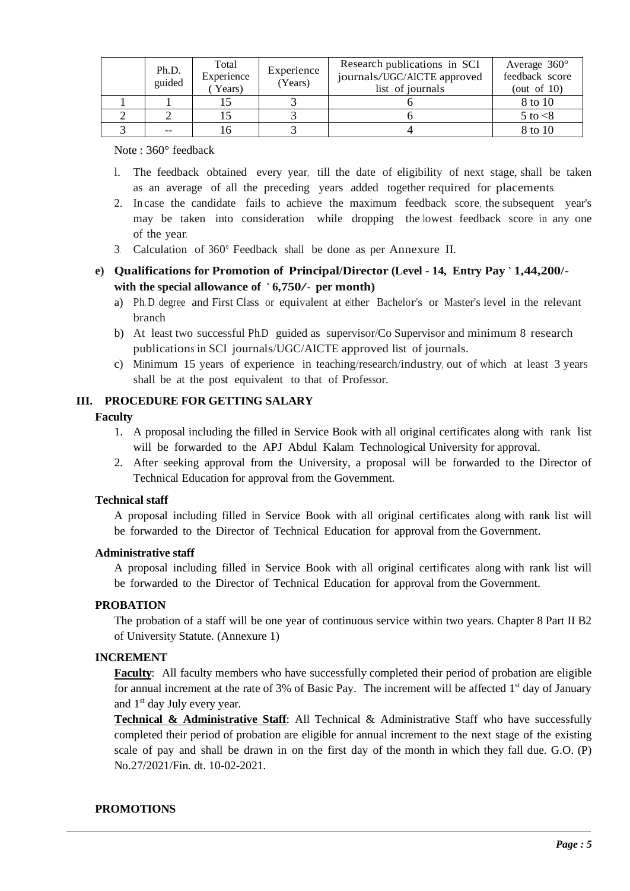| | Ph.D. guided | Total Experience (Years) | Experience (Years) | Research publications in SCI journals/UGC/AICTE approved list of journals | Average 360° feedback score (out of 10) |
|---|---|---|---|---|---|
| 1 | 1 | 15 | 3 | 6 | 8 to 10 |
| 2 | 2 | 15 | 3 | 6 | 5 to <8 |
| 3 | -- | 16 | 3 | 4 | 8 to 10 |

Note : 360° feedback

1. The feedback obtained every year, till the date of eligibility of next stage, shall be taken as an average of all the preceding years added together required for placements.
2. Incase the candidate fails to achieve the maximum feedback score, the subsequent year's may be taken into consideration while dropping the lowest feedback score in any one of the year.
3. Calculation of 360° Feedback shall be done as per Annexure II.

**e) Qualifications for Promotion of Principal/Director (Level - 14, Entry Pay ` 1,44,200/- with the special allowance of ` 6,750/- per month)**

a) Ph.D degree and First Class or equivalent at either Bachelor's or Master's level in the relevant branch
b) At least two successful Ph.D. guided as supervisor/Co Supervisor and minimum 8 research publications in SCI journals/UGC/AICTE approved list of journals.
c) Minimum 15 years of experience in teaching/research/industry, out of which at least 3 years shall be at the post equivalent to that of Professor.

## III. PROCEDURE FOR GETTING SALARY

**Faculty**

1. A proposal including the filled in Service Book with all original certificates along with rank list will be forwarded to the APJ Abdul Kalam Technological University for approval.
2. After seeking approval from the University, a proposal will be forwarded to the Director of Technical Education for approval from the Government.

**Technical staff**

A proposal including filled in Service Book with all original certificates along with rank list will be forwarded to the Director of Technical Education for approval from the Government.

**Administrative staff**

A proposal including filled in Service Book with all original certificates along with rank list will be forwarded to the Director of Technical Education for approval from the Government.

**PROBATION**

The probation of a staff will be one year of continuous service within two years. Chapter 8 Part II B2 of University Statute. (Annexure 1)

**INCREMENT**

**Faculty**: All faculty members who have successfully completed their period of probation are eligible for annual increment at the rate of 3% of Basic Pay. The increment will be affected 1st day of January and 1st day July every year.

**Technical & Administrative Staff**: All Technical & Administrative Staff who have successfully completed their period of probation are eligible for annual increment to the next stage of the existing scale of pay and shall be drawn in on the first day of the month in which they fall due. G.O. (P) No.27/2021/Fin. dt. 10-02-2021.

**PROMOTIONS**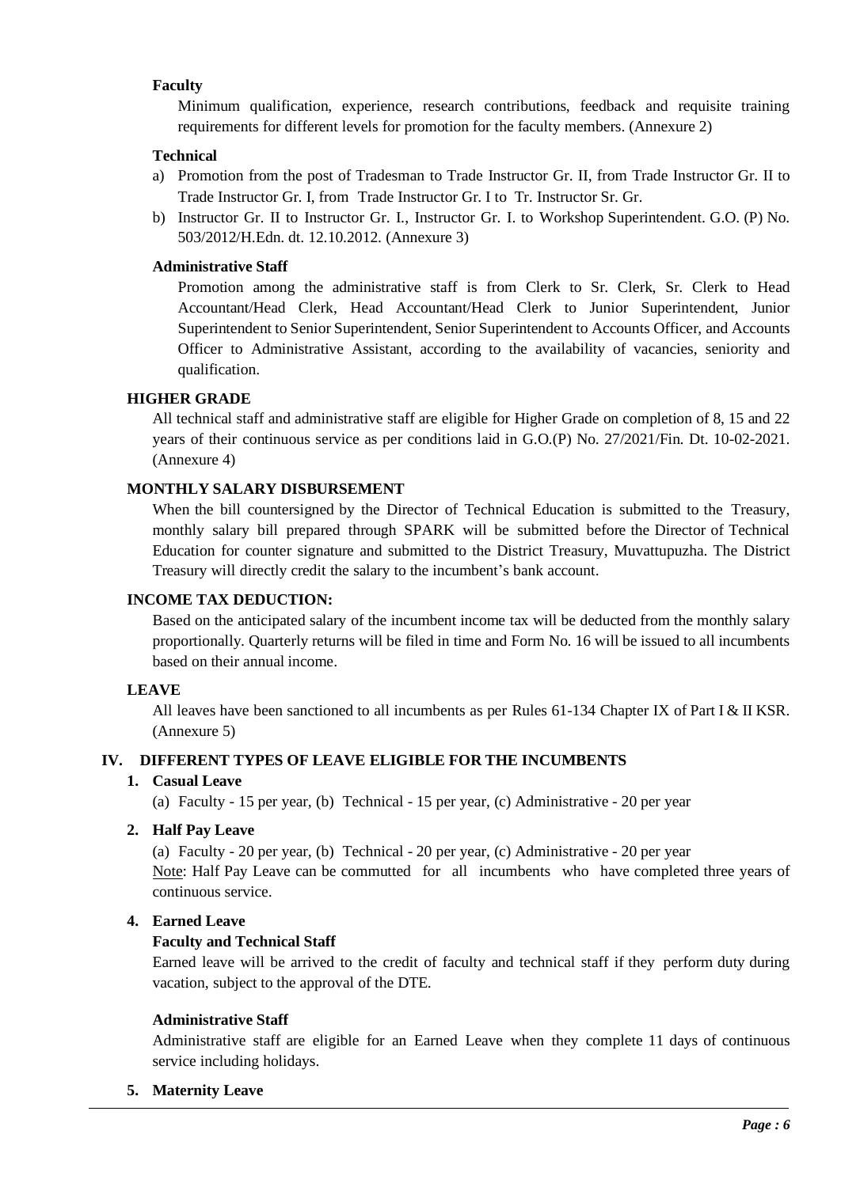**Faculty**

Minimum qualification, experience, research contributions, feedback and requisite training requirements for different levels for promotion for the faculty members. (Annexure 2)

**Technical**

a) Promotion from the post of Tradesman to Trade Instructor Gr. II, from Trade Instructor Gr. II to Trade Instructor Gr. I, from Trade Instructor Gr. I to Tr. Instructor Sr. Gr.
b) Instructor Gr. II to Instructor Gr. I., Instructor Gr. I. to Workshop Superintendent. G.O. (P) No. 503/2012/H.Edn. dt. 12.10.2012. (Annexure 3)

**Administrative Staff**

Promotion among the administrative staff is from Clerk to Sr. Clerk, Sr. Clerk to Head Accountant/Head Clerk, Head Accountant/Head Clerk to Junior Superintendent, Junior Superintendent to Senior Superintendent, Senior Superintendent to Accounts Officer, and Accounts Officer to Administrative Assistant, according to the availability of vacancies, seniority and qualification.

**HIGHER GRADE**

All technical staff and administrative staff are eligible for Higher Grade on completion of 8, 15 and 22 years of their continuous service as per conditions laid in G.O.(P) No. 27/2021/Fin. Dt. 10-02-2021. (Annexure 4)

**MONTHLY SALARY DISBURSEMENT**

When the bill countersigned by the Director of Technical Education is submitted to the Treasury, monthly salary bill prepared through SPARK will be submitted before the Director of Technical Education for counter signature and submitted to the District Treasury, Muvattupuzha. The District Treasury will directly credit the salary to the incumbent's bank account.

**INCOME TAX DEDUCTION:**

Based on the anticipated salary of the incumbent income tax will be deducted from the monthly salary proportionally. Quarterly returns will be filed in time and Form No. 16 will be issued to all incumbents based on their annual income.

**LEAVE**

All leaves have been sanctioned to all incumbents as per Rules 61-134 Chapter IX of Part I & II KSR. (Annexure 5)

## IV. DIFFERENT TYPES OF LEAVE ELIGIBLE FOR THE INCUMBENTS

**1. Casual Leave**

(a) Faculty - 15 per year, (b) Technical - 15 per year, (c) Administrative - 20 per year

**2. Half Pay Leave**

(a) Faculty - 20 per year, (b) Technical - 20 per year, (c) Administrative - 20 per year

Note: Half Pay Leave can be commutted for all incumbents who have completed three years of continuous service.

**4. Earned Leave**

**Faculty and Technical Staff**

Earned leave will be arrived to the credit of faculty and technical staff if they perform duty during vacation, subject to the approval of the DTE.

**Administrative Staff**

Administrative staff are eligible for an Earned Leave when they complete 11 days of continuous service including holidays.

**5. Maternity Leave**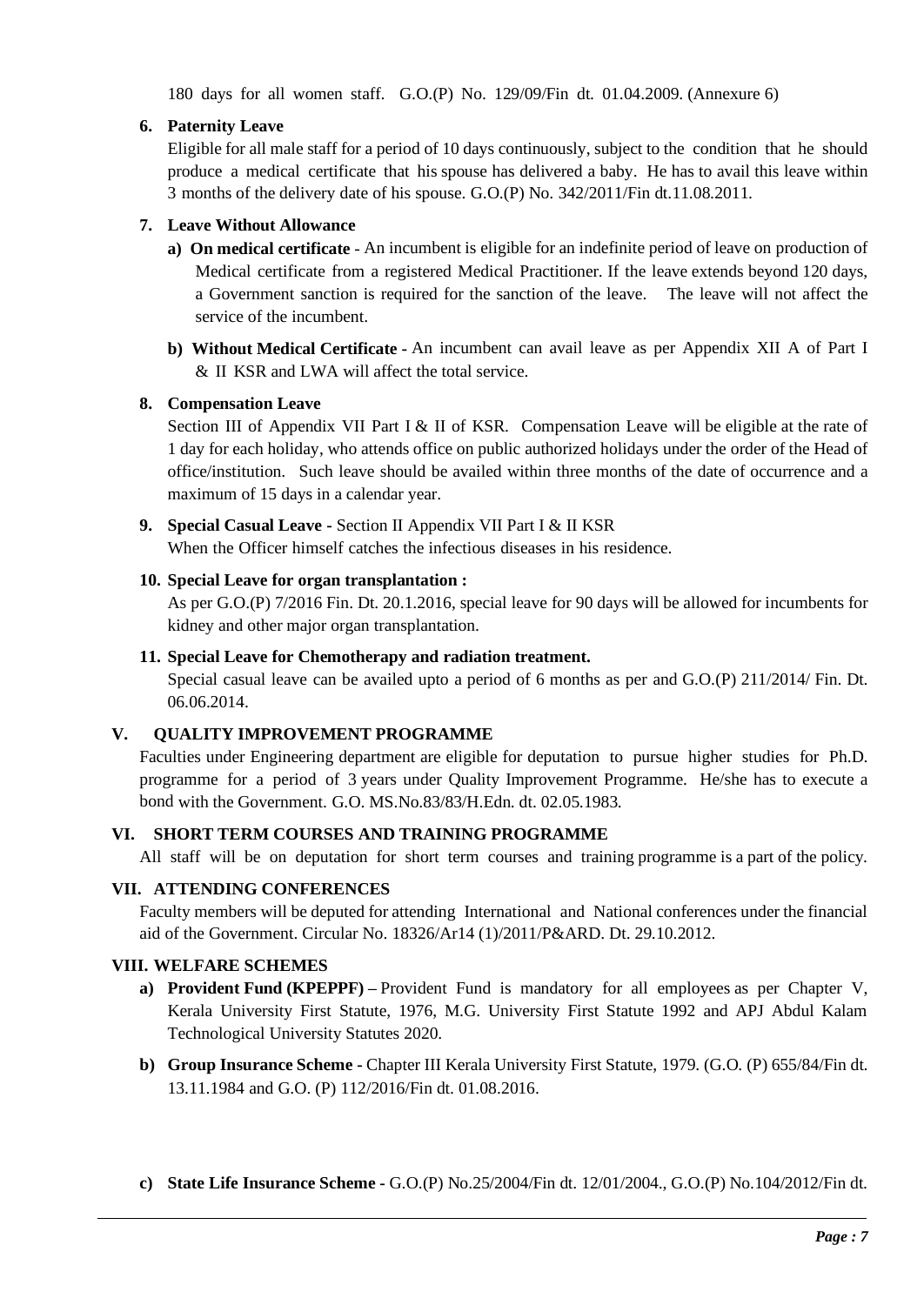180 days for all women staff. G.O.(P) No. 129/09/Fin dt. 01.04.2009. (Annexure 6)

6. **Paternity Leave**

   Eligible for all male staff for a period of 10 days continuously, subject to the condition that he should produce a medical certificate that his spouse has delivered a baby. He has to avail this leave within 3 months of the delivery date of his spouse. G.O.(P) No. 342/2011/Fin dt.11.08.2011.

7. **Leave Without Allowance**

   a) **On medical certificate** - An incumbent is eligible for an indefinite period of leave on production of Medical certificate from a registered Medical Practitioner. If the leave extends beyond 120 days, a Government sanction is required for the sanction of the leave. The leave will not affect the service of the incumbent.

   b) **Without Medical Certificate -** An incumbent can avail leave as per Appendix XII A of Part I & II KSR and LWA will affect the total service.

8. **Compensation Leave**

   Section III of Appendix VII Part I & II of KSR. Compensation Leave will be eligible at the rate of 1 day for each holiday, who attends office on public authorized holidays under the order of the Head of office/institution. Such leave should be availed within three months of the date of occurrence and a maximum of 15 days in a calendar year.

9. **Special Casual Leave -** Section II Appendix VII Part I & II KSR

   When the Officer himself catches the infectious diseases in his residence.

10. **Special Leave for organ transplantation :**

    As per G.O.(P) 7/2016 Fin. Dt. 20.1.2016, special leave for 90 days will be allowed for incumbents for kidney and other major organ transplantation.

11. **Special Leave for Chemotherapy and radiation treatment.**

    Special casual leave can be availed upto a period of 6 months as per and G.O.(P) 211/2014/ Fin. Dt. 06.06.2014.

## V. QUALITY IMPROVEMENT PROGRAMME

Faculties under Engineering department are eligible for deputation to pursue higher studies for Ph.D. programme for a period of 3 years under Quality Improvement Programme. He/she has to execute a bond with the Government. G.O. MS.No.83/83/H.Edn. dt. 02.05.1983.

## VI. SHORT TERM COURSES AND TRAINING PROGRAMME

All staff will be on deputation for short term courses and training programme is a part of the policy.

## VII. ATTENDING CONFERENCES

Faculty members will be deputed for attending International and National conferences under the financial aid of the Government. Circular No. 18326/Ar14 (1)/2011/P&ARD. Dt. 29.10.2012.

## VIII. WELFARE SCHEMES

a) **Provident Fund (KPEPPF) –** Provident Fund is mandatory for all employees as per Chapter V, Kerala University First Statute, 1976, M.G. University First Statute 1992 and APJ Abdul Kalam Technological University Statutes 2020.

b) **Group Insurance Scheme -** Chapter III Kerala University First Statute, 1979. (G.O. (P) 655/84/Fin dt. 13.11.1984 and G.O. (P) 112/2016/Fin dt. 01.08.2016.

c) **State Life Insurance Scheme -** G.O.(P) No.25/2004/Fin dt. 12/01/2004., G.O.(P) No.104/2012/Fin dt.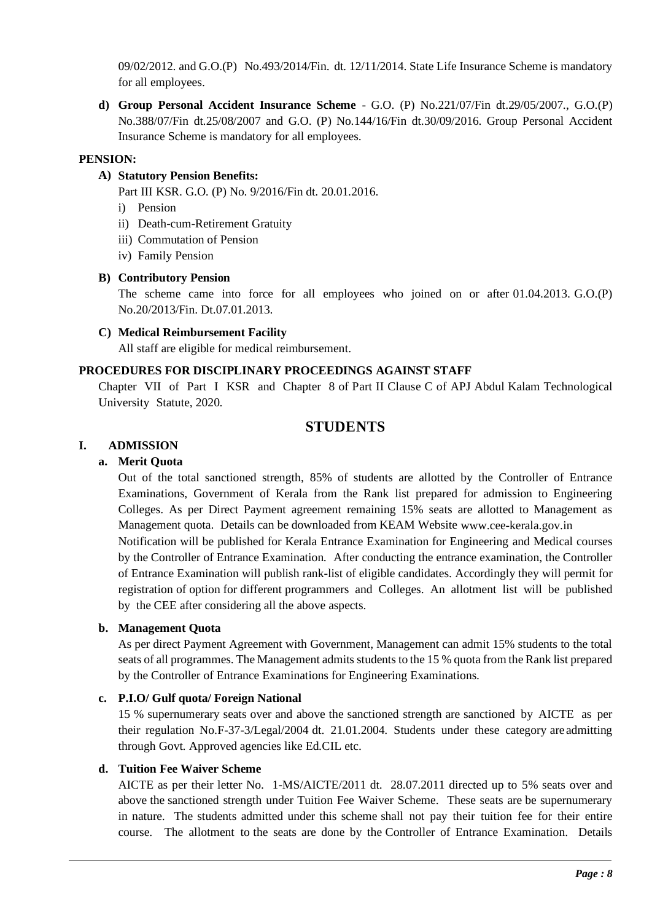09/02/2012. and G.O.(P) No.493/2014/Fin. dt. 12/11/2014. State Life Insurance Scheme is mandatory for all employees.

d) **Group Personal Accident Insurance Scheme** - G.O. (P) No.221/07/Fin dt.29/05/2007., G.O.(P) No.388/07/Fin dt.25/08/2007 and G.O. (P) No.144/16/Fin dt.30/09/2016. Group Personal Accident Insurance Scheme is mandatory for all employees.

**PENSION:**

**A) Statutory Pension Benefits:**

Part III KSR. G.O. (P) No. 9/2016/Fin dt. 20.01.2016.

i) Pension
ii) Death-cum-Retirement Gratuity
iii) Commutation of Pension
iv) Family Pension

**B) Contributory Pension**

The scheme came into force for all employees who joined on or after 01.04.2013. G.O.(P) No.20/2013/Fin. Dt.07.01.2013.

**C) Medical Reimbursement Facility**

All staff are eligible for medical reimbursement.

**PROCEDURES FOR DISCIPLINARY PROCEEDINGS AGAINST STAFF**

Chapter VII of Part I KSR and Chapter 8 of Part II Clause C of APJ Abdul Kalam Technological University Statute, 2020.

## STUDENTS

### I. ADMISSION

**a. Merit Quota**

Out of the total sanctioned strength, 85% of students are allotted by the Controller of Entrance Examinations, Government of Kerala from the Rank list prepared for admission to Engineering Colleges. As per Direct Payment agreement remaining 15% seats are allotted to Management as Management quota. Details can be downloaded from KEAM Website www.cee-kerala.gov.in

Notification will be published for Kerala Entrance Examination for Engineering and Medical courses by the Controller of Entrance Examination. After conducting the entrance examination, the Controller of Entrance Examination will publish rank-list of eligible candidates. Accordingly they will permit for registration of option for different programmers and Colleges. An allotment list will be published by the CEE after considering all the above aspects.

**b. Management Quota**

As per direct Payment Agreement with Government, Management can admit 15% students to the total seats of all programmes. The Management admits students to the 15 % quota from the Rank list prepared by the Controller of Entrance Examinations for Engineering Examinations.

**c. P.I.O/ Gulf quota/ Foreign National**

15 % supernumerary seats over and above the sanctioned strength are sanctioned by AICTE as per their regulation No.F-37-3/Legal/2004 dt. 21.01.2004. Students under these category are admitting through Govt. Approved agencies like Ed.CIL etc.

**d. Tuition Fee Waiver Scheme**

AICTE as per their letter No. 1-MS/AICTE/2011 dt. 28.07.2011 directed up to 5% seats over and above the sanctioned strength under Tuition Fee Waiver Scheme. These seats are be supernumerary in nature. The students admitted under this scheme shall not pay their tuition fee for their entire course. The allotment to the seats are done by the Controller of Entrance Examination. Details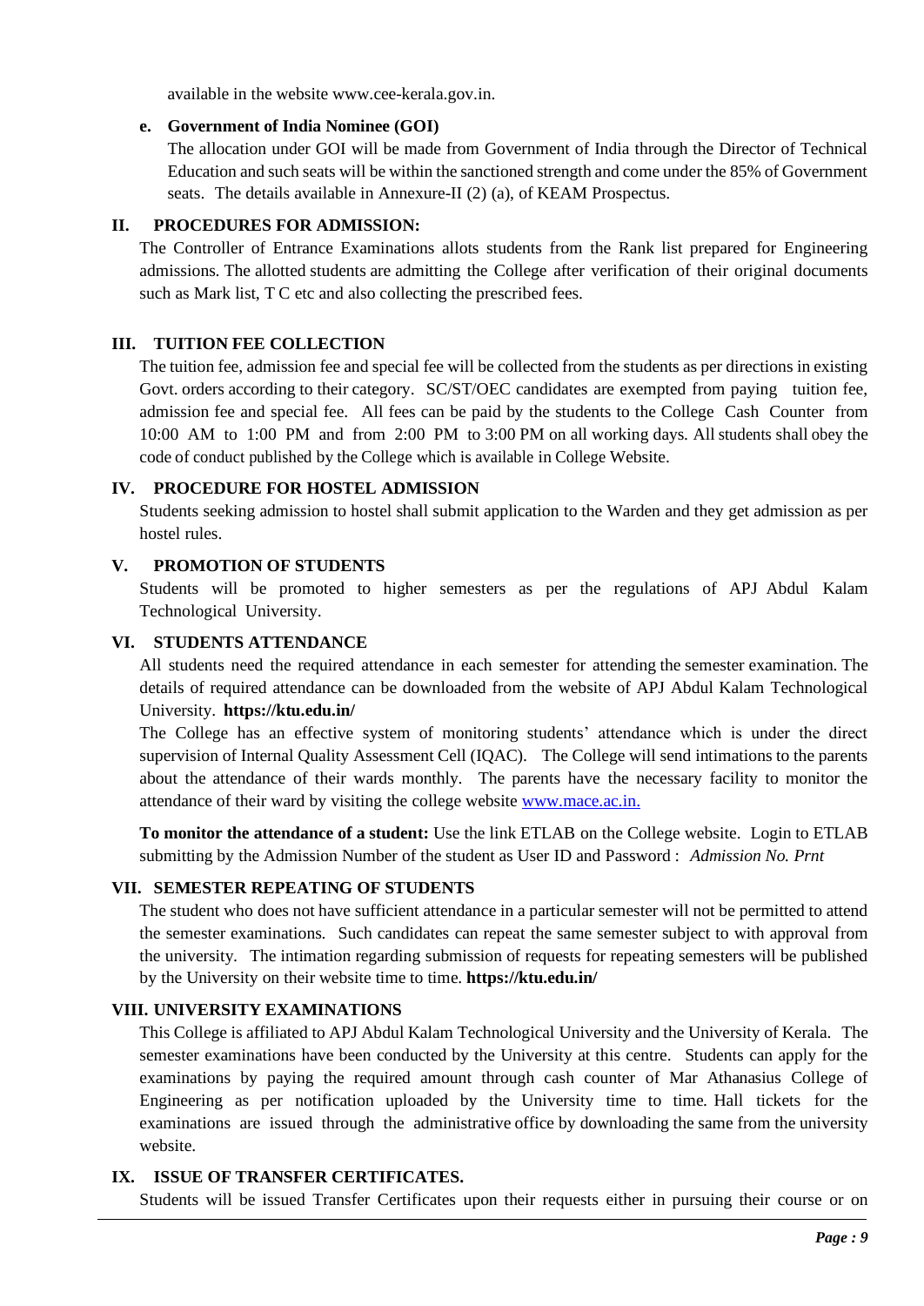available in the website www.cee-kerala.gov.in.

**e. Government of India Nominee (GOI)**

The allocation under GOI will be made from Government of India through the Director of Technical Education and such seats will be within the sanctioned strength and come under the 85% of Government seats. The details available in Annexure-II (2) (a), of KEAM Prospectus.

## II. PROCEDURES FOR ADMISSION:

The Controller of Entrance Examinations allots students from the Rank list prepared for Engineering admissions. The allotted students are admitting the College after verification of their original documents such as Mark list, T C etc and also collecting the prescribed fees.

## III. TUITION FEE COLLECTION

The tuition fee, admission fee and special fee will be collected from the students as per directions in existing Govt. orders according to their category. SC/ST/OEC candidates are exempted from paying tuition fee, admission fee and special fee. All fees can be paid by the students to the College Cash Counter from 10:00 AM to 1:00 PM and from 2:00 PM to 3:00 PM on all working days. All students shall obey the code of conduct published by the College which is available in College Website.

## IV. PROCEDURE FOR HOSTEL ADMISSION

Students seeking admission to hostel shall submit application to the Warden and they get admission as per hostel rules.

## V. PROMOTION OF STUDENTS

Students will be promoted to higher semesters as per the regulations of APJ Abdul Kalam Technological University.

## VI. STUDENTS ATTENDANCE

All students need the required attendance in each semester for attending the semester examination. The details of required attendance can be downloaded from the website of APJ Abdul Kalam Technological University. **https://ktu.edu.in/**

The College has an effective system of monitoring students' attendance which is under the direct supervision of Internal Quality Assessment Cell (IQAC). The College will send intimations to the parents about the attendance of their wards monthly. The parents have the necessary facility to monitor the attendance of their ward by visiting the college website [www.mace.ac.in.](www.mace.ac.in.)

**To monitor the attendance of a student:** Use the link ETLAB on the College website. Login to ETLAB submitting by the Admission Number of the student as User ID and Password : *Admission No. Prnt*

## VII. SEMESTER REPEATING OF STUDENTS

The student who does not have sufficient attendance in a particular semester will not be permitted to attend the semester examinations. Such candidates can repeat the same semester subject to with approval from the university. The intimation regarding submission of requests for repeating semesters will be published by the University on their website time to time. **https://ktu.edu.in/**

## VIII. UNIVERSITY EXAMINATIONS

This College is affiliated to APJ Abdul Kalam Technological University and the University of Kerala. The semester examinations have been conducted by the University at this centre. Students can apply for the examinations by paying the required amount through cash counter of Mar Athanasius College of Engineering as per notification uploaded by the University time to time. Hall tickets for the examinations are issued through the administrative office by downloading the same from the university website.

## IX. ISSUE OF TRANSFER CERTIFICATES.

Students will be issued Transfer Certificates upon their requests either in pursuing their course or on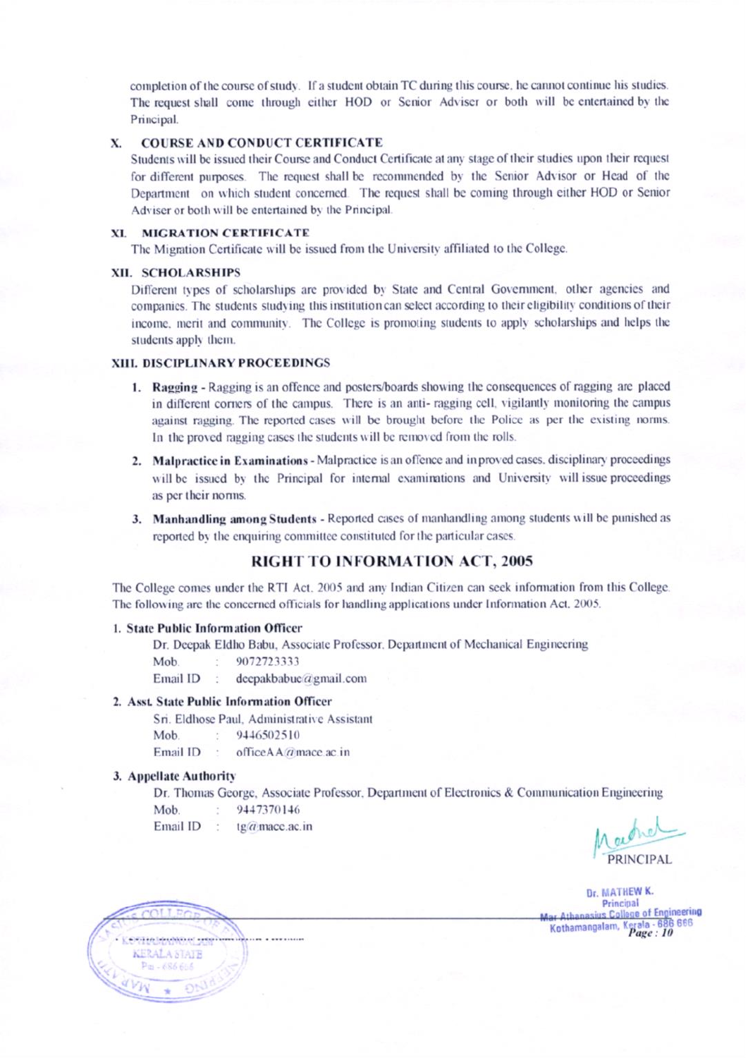completion of the course of study. If a student obtain TC during this course, he cannot continue his studies. The request shall come through either HOD or Senior Adviser or both will be entertained by the Principal.

### X. COURSE AND CONDUCT CERTIFICATE

Students will be issued their Course and Conduct Certificate at any stage of their studies upon their request for different purposes. The request shall be recommended by the Senior Advisor or Head of the Department on which student concerned. The request shall be coming through either HOD or Senior Adviser or both will be entertained by the Principal.

### XI. MIGRATION CERTIFICATE

The Migration Certificate will be issued from the University affiliated to the College.

### XII. SCHOLARSHIPS

Different types of scholarships are provided by State and Central Government, other agencies and companies. The students studying this institution can select according to their eligibility conditions of their income, merit and community. The College is promoting students to apply scholarships and helps the students apply them.

### XIII. DISCIPLINARY PROCEEDINGS

1. **Ragging** - Ragging is an offence and posters/boards showing the consequences of ragging are placed in different corners of the campus. There is an anti- ragging cell, vigilantly monitoring the campus against ragging. The reported cases will be brought before the Police as per the existing norms. In the proved ragging cases the students will be removed from the rolls.
2. **Malpractice in Examinations** - Malpractice is an offence and in proved cases, disciplinary proceedings will be issued by the Principal for internal examinations and University will issue proceedings as per their norms.
3. **Manhandling among Students** - Reported cases of manhandling among students will be punished as reported by the enquiring committee constituted for the particular cases.

## RIGHT TO INFORMATION ACT, 2005

The College comes under the RTI Act. 2005 and any Indian Citizen can seek information from this College. The following are the concerned officials for handling applications under Information Act. 2005.

**1. State Public Information Officer**

Dr. Deepak Eldho Babu, Associate Professor, Department of Mechanical Engineering

Mob. : 9072723333

Email ID : deepakbabue@gmail.com

**2. Asst. State Public Information Officer**

Sri. Eldhose Paul, Administrative Assistant

Mob. : 9446502510

Email ID : officeAA@mace.ac.in

**3. Appellate Authority**

Dr. Thomas George, Associate Professor, Department of Electronics & Communication Engineering

Mob. : 9447370146

Email ID : tg@mace.ac.in

PRINCIPAL

Dr. MATHEW K.
Principal
Mar Athanasius College of Engineering
Kothamangalam, Kerala - 686 666